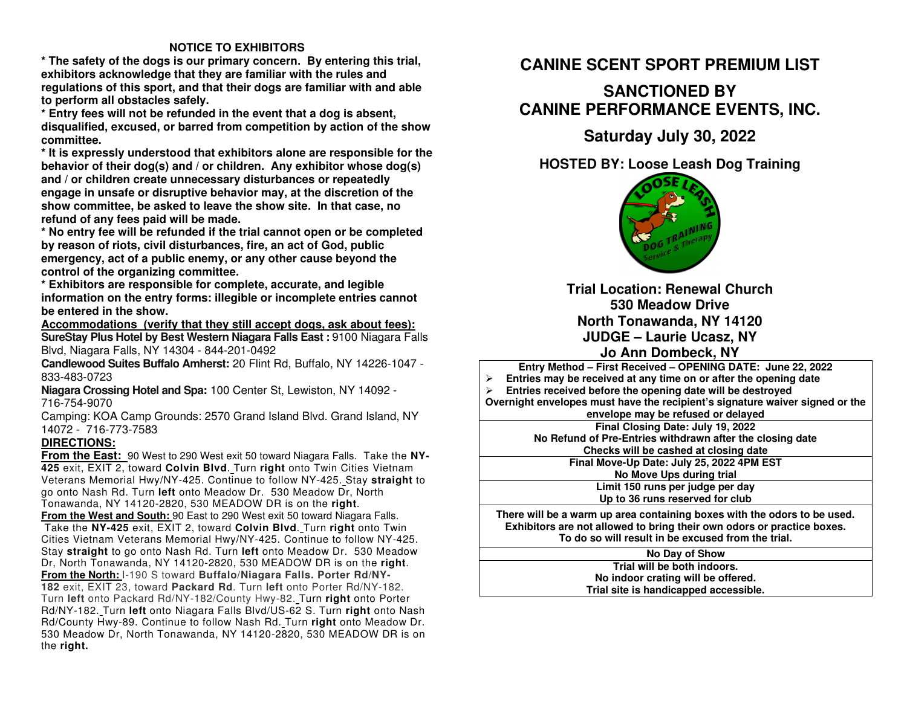## NOTICE TO EXHIBITORS

**\* The safety of the dogs is our primary concern. By entering this trial, exhibitors acknowledge that they are familiar with the rules and regulations of this sport, and that their dogs are familiar with and able to perform all obstacles safely.**

**\* Entry fees will not be refunded in the event that a dog is absent, disqualified, excused, or barred from competition by action of the show committee.**

**\* It is expressly understood that exhibitors alone are responsible for the behavior of their dog(s) and / or children. Any exhibitor whose dog(s) and / or children create unnecessary disturbances or repeatedly engage in unsafe or disruptive behavior may, at the discretion of the show committee, be asked to leave the show site. In that case, no refund of any fees paid will be made.**

**\* No entry fee will be refunded if the trial cannot open or be completed by reason of riots, civil disturbances, fire, an act of God, public emergency, act of a public enemy, or any other cause beyond the control of the organizing committee.**

**\* Exhibitors are responsible for complete, accurate, and legible information on the entry forms: illegible or incomplete entries cannot be entered in the show.**

**Accommodations (verify that they still accept dogs, ask about fees):**

**SureStay Plus Hotel by Best Western Niagara Falls East :** 9100 Niagara Falls Blvd, Niagara Falls, NY 14304 - 844-201-0492

**Candlewood Suites Buffalo Amherst:** 20 Flint Rd, Buffalo, NY 14226-1047 - 833-483-0723

**Niagara Crossing Hotel and Spa:** 100 Center St, Lewiston, NY 14092 - 716-754-9070

Camping: KOA Camp Grounds: 2570 Grand Island Blvd. Grand Island, NY 14072 - 716-773-7583

**DIRECTIONS:**

**From the East:** 90 West to 290 West exit 50 toward Niagara Falls. Take the **NY-425** exit, EXIT 2, toward **Colvin Blvd**. Turn **right** onto Twin Cities Vietnam Veterans Memorial Hwy/NY-425. Continue to follow NY-425. Stay **straight** to go onto Nash Rd. Turn **left** onto Meadow Dr. 530 Meadow Dr, North Tonawanda, NY 14120-2820, 530 MEADOW DR is on the **right**.

**From the West and South:** 90 East to 290 West exit 50 toward Niagara Falls. Take the **NY-425** exit, EXIT 2, toward **Colvin Blvd**. Turn **right** onto Twin Cities Vietnam Veterans Memorial Hwy/NY-425. Continue to follow NY-425. Stay **straight** to go onto Nash Rd. Turn **left** onto Meadow Dr. 530 Meadow Dr, North Tonawanda, NY 14120-2820, 530 MEADOW DR is on the **right**.

**From the North:** I-190 S toward **Buffalo/Niagara Falls. Porter Rd/NY-182** exit, EXIT 23, toward **Packard Rd**. Turn **left** onto Porter Rd/NY-182. Turn **left** onto Packard Rd/NY-182/County Hwy-82. Turn **right** onto Porter Rd/NY-182. Turn **left** onto Niagara Falls Blvd/US-62 S. Turn **right** onto Nash Rd/County Hwy-89. Continue to follow Nash Rd. Turn **right** onto Meadow Dr. 530 Meadow Dr, North Tonawanda, NY 14120-2820, 530 MEADOW DR is on the **right.**

# CANINE SCENT SPORT PREMIUM LIST

## SANCTIONED BY CANINE PERFORMANCE EVENTS, INC.

## Saturday July 30, 2022

### HOSTED BY: Loose Leash Dog Training

**Trial Location: Renewal Church**
**530 Meadow Drive**
**North Tonawanda, NY 14120**
**JUDGE – Laurie Ucasz, NY**
**Jo Ann Dombeck, NY**

**Entry Method – First Received – OPENING DATE: June 22, 2022**

- **Entries may be received at any time on or after the opening date**
- **Entries received before the opening date will be destroyed**

**Overnight envelopes must have the recipient's signature waiver signed or the envelope may be refused or delayed**

**Final Closing Date: July 19, 2022**
**No Refund of Pre-Entries withdrawn after the closing date**
**Checks will be cashed at closing date**

**Final Move-Up Date: July 25, 2022 4PM EST**
**No Move Ups during trial**

**Limit 150 runs per judge per day**
**Up to 36 runs reserved for club**

**There will be a warm up area containing boxes with the odors to be used. Exhibitors are not allowed to bring their own odors or practice boxes. To do so will result in be excused from the trial.**

**No Day of Show**

**Trial will be both indoors.**
**No indoor crating will be offered.**
**Trial site is handicapped accessible.**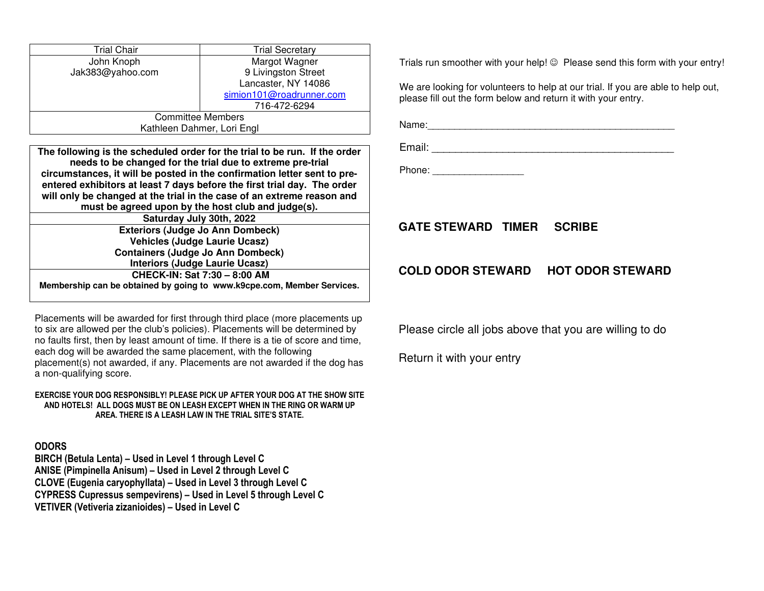| Trial Chair | Trial Secretary |
| --- | --- |
| John Knoph<br>Jak383@yahoo.com | Margot Wagner<br>9 Livingston Street<br>Lancaster, NY 14086<br>simion101@roadrunner.com<br>716-472-6294 |
| Committee Members<br>Kathleen Dahmer, Lori Engl | |

| **The following is the scheduled order for the trial to be run. If the order needs to be changed for the trial due to extreme pre-trial circumstances, it will be posted in the confirmation letter sent to pre-entered exhibitors at least 7 days before the first trial day. The order will only be changed at the trial in the case of an extreme reason and must be agreed upon by the host club and judge(s).** |
| --- |
| **Saturday July 30th, 2022** |
| **Exteriors (Judge Jo Ann Dombeck)**<br>**Vehicles (Judge Laurie Ucasz)**<br>**Containers (Judge Jo Ann Dombeck)**<br>**Interiors (Judge Laurie Ucasz)** |
| **CHECK-IN: Sat 7:30 – 8:00 AM**<br>**Membership can be obtained by going to www.k9cpe.com, Member Services.** |

Placements will be awarded for first through third place (more placements up to six are allowed per the club's policies). Placements will be determined by no faults first, then by least amount of time. If there is a tie of score and time, each dog will be awarded the same placement, with the following placement(s) not awarded, if any. Placements are not awarded if the dog has a non-qualifying score.

**EXERCISE YOUR DOG RESPONSIBLY! PLEASE PICK UP AFTER YOUR DOG AT THE SHOW SITE AND HOTELS! ALL DOGS MUST BE ON LEASH EXCEPT WHEN IN THE RING OR WARM UP AREA. THERE IS A LEASH LAW IN THE TRIAL SITE'S STATE.**

**ODORS**

**BIRCH (Betula Lenta) – Used in Level 1 through Level C**
**ANISE (Pimpinella Anisum) – Used in Level 2 through Level C**
**CLOVE (Eugenia caryophyllata) – Used in Level 3 through Level C**
**CYPRESS Cupressus sempevirens) – Used in Level 5 through Level C**
**VETIVER (Vetiveria zizanioides) – Used in Level C**

Trials run smoother with your help! ☺ Please send this form with your entry!

We are looking for volunteers to help at our trial. If you are able to help out, please fill out the form below and return it with your entry.

Name:_______________________________________________

Email: ______________________________________________

Phone: ________________

**GATE STEWARD TIMER SCRIBE**

**COLD ODOR STEWARD HOT ODOR STEWARD**

Please circle all jobs above that you are willing to do

Return it with your entry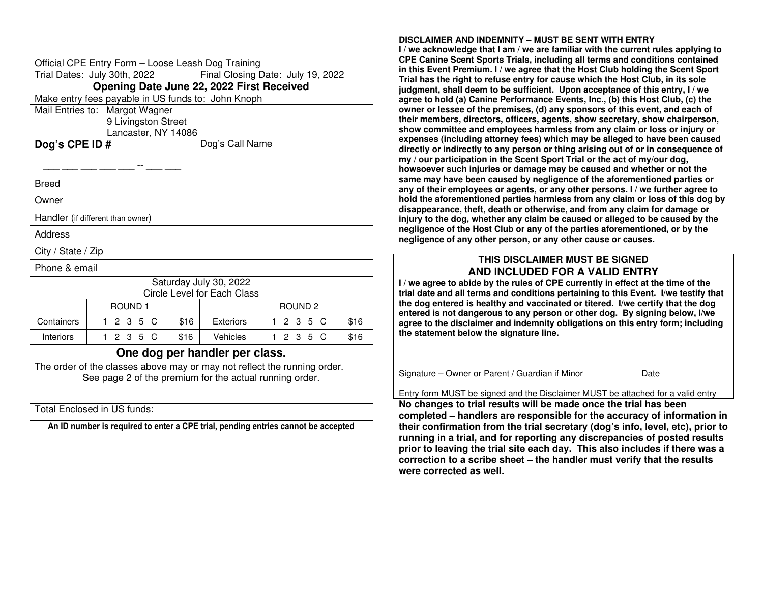Official CPE Entry Form – Loose Leash Dog Training

Trial Dates: July 30th, 2022 | Final Closing Date: July 19, 2022

**Opening Date June 22, 2022 First Received**

Make entry fees payable in US funds to: John Knoph

Mail Entries to: Margot Wagner
9 Livingston Street
Lancaster, NY 14086

**Dog's CPE ID #** ___ ___ ___ ___ ___ -- ___ ___

Dog's Call Name

Breed

Owner

Handler (if different than owner)

Address

City / State / Zip

Phone & email

Saturday July 30, 2022
Circle Level for Each Class

| | ROUND 1 | | | ROUND 2 | |
|---|---|---|---|---|---|
| Containers | 1 2 3 5 C | $16 | Exteriors | 1 2 3 5 C | $16 |
| Interiors | 1 2 3 5 C | $16 | Vehicles | 1 2 3 5 C | $16 |

**One dog per handler per class.**

The order of the classes above may or may not reflect the running order.
See page 2 of the premium for the actual running order.

Total Enclosed in US funds:

**An ID number is required to enter a CPE trial, pending entries cannot be accepted**

**DISCLAIMER AND INDEMNITY – MUST BE SENT WITH ENTRY**

**I / we acknowledge that I am / we are familiar with the current rules applying to CPE Canine Scent Sports Trials, including all terms and conditions contained in this Event Premium. I / we agree that the Host Club holding the Scent Sport Trial has the right to refuse entry for cause which the Host Club, in its sole judgment, shall deem to be sufficient. Upon acceptance of this entry, I / we agree to hold (a) Canine Performance Events, Inc., (b) this Host Club, (c) the owner or lessee of the premises, (d) any sponsors of this event, and each of their members, directors, officers, agents, show secretary, show chairperson, show committee and employees harmless from any claim or loss or injury or expenses (including attorney fees) which may be alleged to have been caused directly or indirectly to any person or thing arising out of or in consequence of my / our participation in the Scent Sport Trial or the act of my/our dog, howsoever such injuries or damage may be caused and whether or not the same may have been caused by negligence of the aforementioned parties or any of their employees or agents, or any other persons. I / we further agree to hold the aforementioned parties harmless from any claim or loss of this dog by disappearance, theft, death or otherwise, and from any claim for damage or injury to the dog, whether any claim be caused or alleged to be caused by the negligence of the Host Club or any of the parties aforementioned, or by the negligence of any other person, or any other cause or causes.**

**THIS DISCLAIMER MUST BE SIGNED
AND INCLUDED FOR A VALID ENTRY**

**I / we agree to abide by the rules of CPE currently in effect at the time of the trial date and all terms and conditions pertaining to this Event. I/we testify that the dog entered is healthy and vaccinated or titered. I/we certify that the dog entered is not dangerous to any person or other dog. By signing below, I/we agree to the disclaimer and indemnity obligations on this entry form; including the statement below the signature line.**

Signature – Owner or Parent / Guardian if Minor Date

Entry form MUST be signed and the Disclaimer MUST be attached for a valid entry

**No changes to trial results will be made once the trial has been completed – handlers are responsible for the accuracy of information in their confirmation from the trial secretary (dog's info, level, etc), prior to running in a trial, and for reporting any discrepancies of posted results prior to leaving the trial site each day. This also includes if there was a correction to a scribe sheet – the handler must verify that the results were corrected as well.**